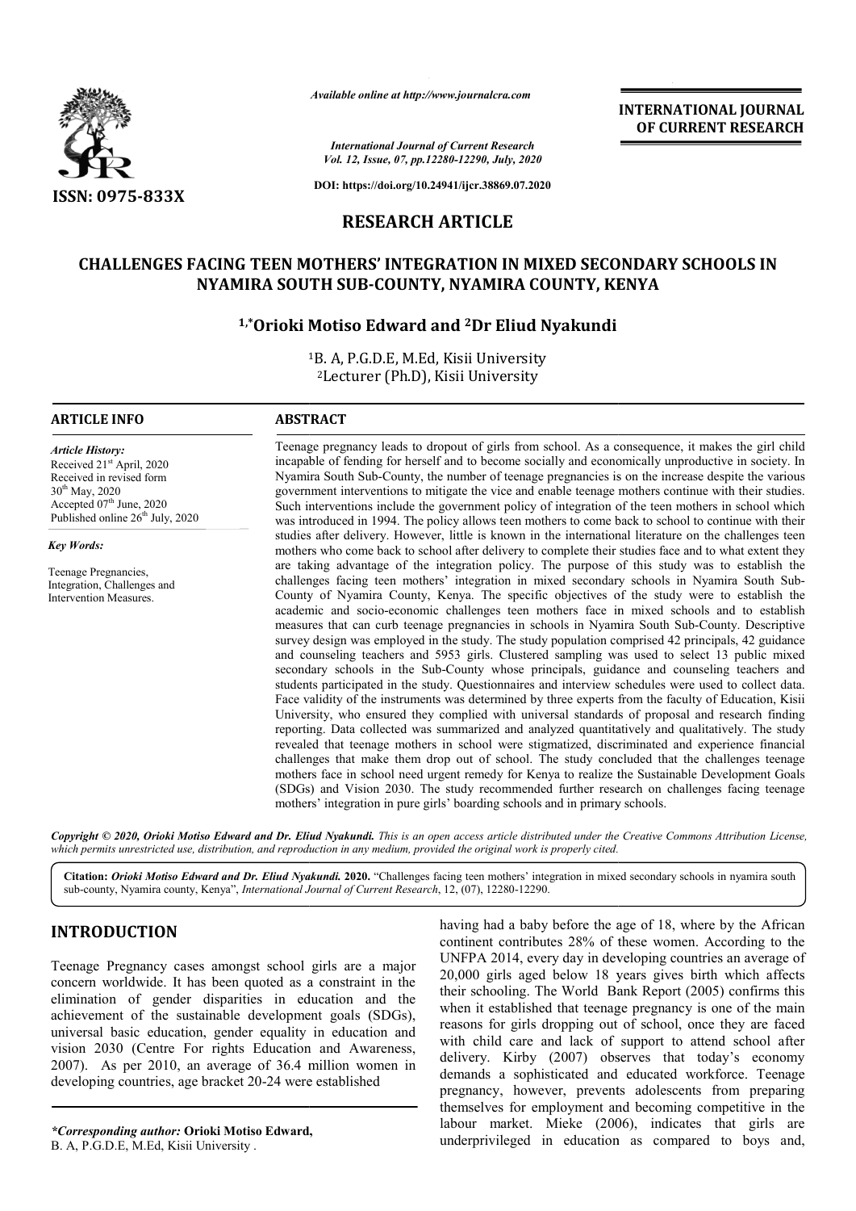*Available online at http://www.journalcra.com*

*International Journal of Current Research*
*Vol. 12, Issue, 07, pp.12280-12290, July, 2020*

**DOI: https://doi.org/10.24941/ijcr.38869.07.2020**

**INTERNATIONAL JOURNAL OF CURRENT RESEARCH**

**ISSN: 0975-833X**

## RESEARCH ARTICLE

# CHALLENGES FACING TEEN MOTHERS' INTEGRATION IN MIXED SECONDARY SCHOOLS IN NYAMIRA SOUTH SUB-COUNTY, NYAMIRA COUNTY, KENYA

**[1,*]Orioki Motiso Edward and [2]Dr Eliud Nyakundi**

[1]B. A, P.G.D.E, M.Ed, Kisii University
[2]Lecturer (Ph.D), Kisii University

### ARTICLE INFO

*Article History:*
Received 21st April, 2020
Received in revised form
30th May, 2020
Accepted 07th June, 2020
Published online 26th July, 2020

*Key Words:*

Teenage Pregnancies, Integration, Challenges and Intervention Measures.

### ABSTRACT

Teenage pregnancy leads to dropout of girls from school. As a consequence, it makes the girl child incapable of fending for herself and to become socially and economically unproductive in society. In Nyamira South Sub-County, the number of teenage pregnancies is on the increase despite the various government interventions to mitigate the vice and enable teenage mothers continue with their studies. Such interventions include the government policy of integration of the teen mothers in school which was introduced in 1994. The policy allows teen mothers to come back to school to continue with their studies after delivery. However, little is known in the international literature on the challenges teen mothers who come back to school after delivery to complete their studies face and to what extent they are taking advantage of the integration policy. The purpose of this study was to establish the challenges facing teen mothers' integration in mixed secondary schools in Nyamira South Sub-County of Nyamira County, Kenya. The specific objectives of the study were to establish the academic and socio-economic challenges teen mothers face in mixed schools and to establish measures that can curb teenage pregnancies in schools in Nyamira South Sub-County. Descriptive survey design was employed in the study. The study population comprised 42 principals, 42 guidance and counseling teachers and 5953 girls. Clustered sampling was used to select 13 public mixed secondary schools in the Sub-County whose principals, guidance and counseling teachers and students participated in the study. Questionnaires and interview schedules were used to collect data. Face validity of the instruments was determined by three experts from the faculty of Education, Kisii University, who ensured they complied with universal standards of proposal and research finding reporting. Data collected was summarized and analyzed quantitatively and qualitatively. The study revealed that teenage mothers in school were stigmatized, discriminated and experience financial challenges that make them drop out of school. The study concluded that the challenges teenage mothers face in school need urgent remedy for Kenya to realize the Sustainable Development Goals (SDGs) and Vision 2030. The study recommended further research on challenges facing teenage mothers' integration in pure girls' boarding schools and in primary schools.

*Copyright © 2020, Orioki Motiso Edward and Dr. Eliud Nyakundi. This is an open access article distributed under the Creative Commons Attribution License, which permits unrestricted use, distribution, and reproduction in any medium, provided the original work is properly cited.*

**Citation:** *Orioki Motiso Edward and Dr. Eliud Nyakundi.* **2020.** "Challenges facing teen mothers' integration in mixed secondary schools in nyamira south sub-county, Nyamira county, Kenya", *International Journal of Current Research*, 12, (07), 12280-12290.

## INTRODUCTION

Teenage Pregnancy cases amongst school girls are a major concern worldwide. It has been quoted as a constraint in the elimination of gender disparities in education and the achievement of the sustainable development goals (SDGs), universal basic education, gender equality in education and vision 2030 (Centre For rights Education and Awareness, 2007). As per 2010, an average of 36.4 million women in developing countries, age bracket 20-24 were established having had a baby before the age of 18, where by the African continent contributes 28% of these women. According to the UNFPA 2014, every day in developing countries an average of 20,000 girls aged below 18 years gives birth which affects their schooling. The World Bank Report (2005) confirms this when it established that teenage pregnancy is one of the main reasons for girls dropping out of school, once they are faced with child care and lack of support to attend school after delivery. Kirby (2007) observes that today's economy demands a sophisticated and educated workforce. Teenage pregnancy, however, prevents adolescents from preparing themselves for employment and becoming competitive in the labour market. Mieke (2006), indicates that girls are underprivileged in education as compared to boys and,

*\*Corresponding author:* **Orioki Motiso Edward,**
B. A, P.G.D.E, M.Ed, Kisii University .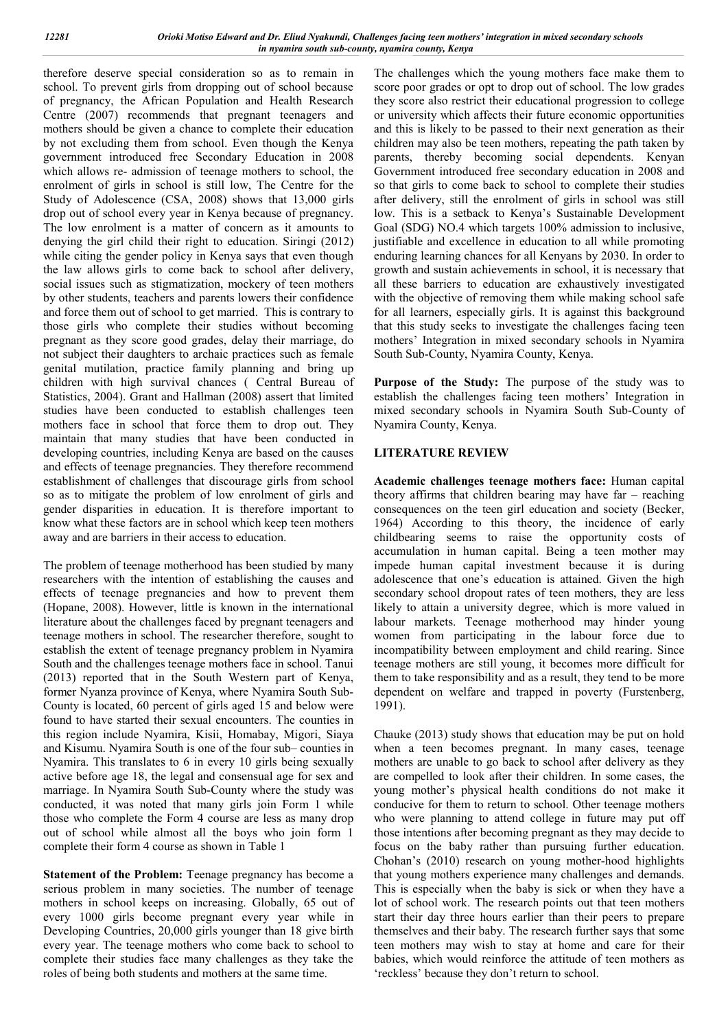therefore deserve special consideration so as to remain in school. To prevent girls from dropping out of school because of pregnancy, the African Population and Health Research Centre (2007) recommends that pregnant teenagers and mothers should be given a chance to complete their education by not excluding them from school. Even though the Kenya government introduced free Secondary Education in 2008 which allows re- admission of teenage mothers to school, the enrolment of girls in school is still low, The Centre for the Study of Adolescence (CSA, 2008) shows that 13,000 girls drop out of school every year in Kenya because of pregnancy. The low enrolment is a matter of concern as it amounts to denying the girl child their right to education. Siringi (2012) while citing the gender policy in Kenya says that even though the law allows girls to come back to school after delivery, social issues such as stigmatization, mockery of teen mothers by other students, teachers and parents lowers their confidence and force them out of school to get married. This is contrary to those girls who complete their studies without becoming pregnant as they score good grades, delay their marriage, do not subject their daughters to archaic practices such as female genital mutilation, practice family planning and bring up children with high survival chances ( Central Bureau of Statistics, 2004). Grant and Hallman (2008) assert that limited studies have been conducted to establish challenges teen mothers face in school that force them to drop out. They maintain that many studies that have been conducted in developing countries, including Kenya are based on the causes and effects of teenage pregnancies. They therefore recommend establishment of challenges that discourage girls from school so as to mitigate the problem of low enrolment of girls and gender disparities in education. It is therefore important to know what these factors are in school which keep teen mothers away and are barriers in their access to education.

The problem of teenage motherhood has been studied by many researchers with the intention of establishing the causes and effects of teenage pregnancies and how to prevent them (Hopane, 2008). However, little is known in the international literature about the challenges faced by pregnant teenagers and teenage mothers in school. The researcher therefore, sought to establish the extent of teenage pregnancy problem in Nyamira South and the challenges teenage mothers face in school. Tanui (2013) reported that in the South Western part of Kenya, former Nyanza province of Kenya, where Nyamira South Sub-County is located, 60 percent of girls aged 15 and below were found to have started their sexual encounters. The counties in this region include Nyamira, Kisii, Homabay, Migori, Siaya and Kisumu. Nyamira South is one of the four sub– counties in Nyamira. This translates to 6 in every 10 girls being sexually active before age 18, the legal and consensual age for sex and marriage. In Nyamira South Sub-County where the study was conducted, it was noted that many girls join Form 1 while those who complete the Form 4 course are less as many drop out of school while almost all the boys who join form 1 complete their form 4 course as shown in Table 1

**Statement of the Problem:** Teenage pregnancy has become a serious problem in many societies. The number of teenage mothers in school keeps on increasing. Globally, 65 out of every 1000 girls become pregnant every year while in Developing Countries, 20,000 girls younger than 18 give birth every year. The teenage mothers who come back to school to complete their studies face many challenges as they take the roles of being both students and mothers at the same time.

The challenges which the young mothers face make them to score poor grades or opt to drop out of school. The low grades they score also restrict their educational progression to college or university which affects their future economic opportunities and this is likely to be passed to their next generation as their children may also be teen mothers, repeating the path taken by parents, thereby becoming social dependents. Kenyan Government introduced free secondary education in 2008 and so that girls to come back to school to complete their studies after delivery, still the enrolment of girls in school was still low. This is a setback to Kenya's Sustainable Development Goal (SDG) NO.4 which targets 100% admission to inclusive, justifiable and excellence in education to all while promoting enduring learning chances for all Kenyans by 2030. In order to growth and sustain achievements in school, it is necessary that all these barriers to education are exhaustively investigated with the objective of removing them while making school safe for all learners, especially girls. It is against this background that this study seeks to investigate the challenges facing teen mothers' Integration in mixed secondary schools in Nyamira South Sub-County, Nyamira County, Kenya.

**Purpose of the Study:** The purpose of the study was to establish the challenges facing teen mothers' Integration in mixed secondary schools in Nyamira South Sub-County of Nyamira County, Kenya.

## LITERATURE REVIEW

**Academic challenges teenage mothers face:** Human capital theory affirms that children bearing may have far – reaching consequences on the teen girl education and society (Becker, 1964) According to this theory, the incidence of early childbearing seems to raise the opportunity costs of accumulation in human capital. Being a teen mother may impede human capital investment because it is during adolescence that one's education is attained. Given the high secondary school dropout rates of teen mothers, they are less likely to attain a university degree, which is more valued in labour markets. Teenage motherhood may hinder young women from participating in the labour force due to incompatibility between employment and child rearing. Since teenage mothers are still young, it becomes more difficult for them to take responsibility and as a result, they tend to be more dependent on welfare and trapped in poverty (Furstenberg, 1991).

Chauke (2013) study shows that education may be put on hold when a teen becomes pregnant. In many cases, teenage mothers are unable to go back to school after delivery as they are compelled to look after their children. In some cases, the young mother's physical health conditions do not make it conducive for them to return to school. Other teenage mothers who were planning to attend college in future may put off those intentions after becoming pregnant as they may decide to focus on the baby rather than pursuing further education. Chohan's (2010) research on young mother-hood highlights that young mothers experience many challenges and demands. This is especially when the baby is sick or when they have a lot of school work. The research points out that teen mothers start their day three hours earlier than their peers to prepare themselves and their baby. The research further says that some teen mothers may wish to stay at home and care for their babies, which would reinforce the attitude of teen mothers as 'reckless' because they don't return to school.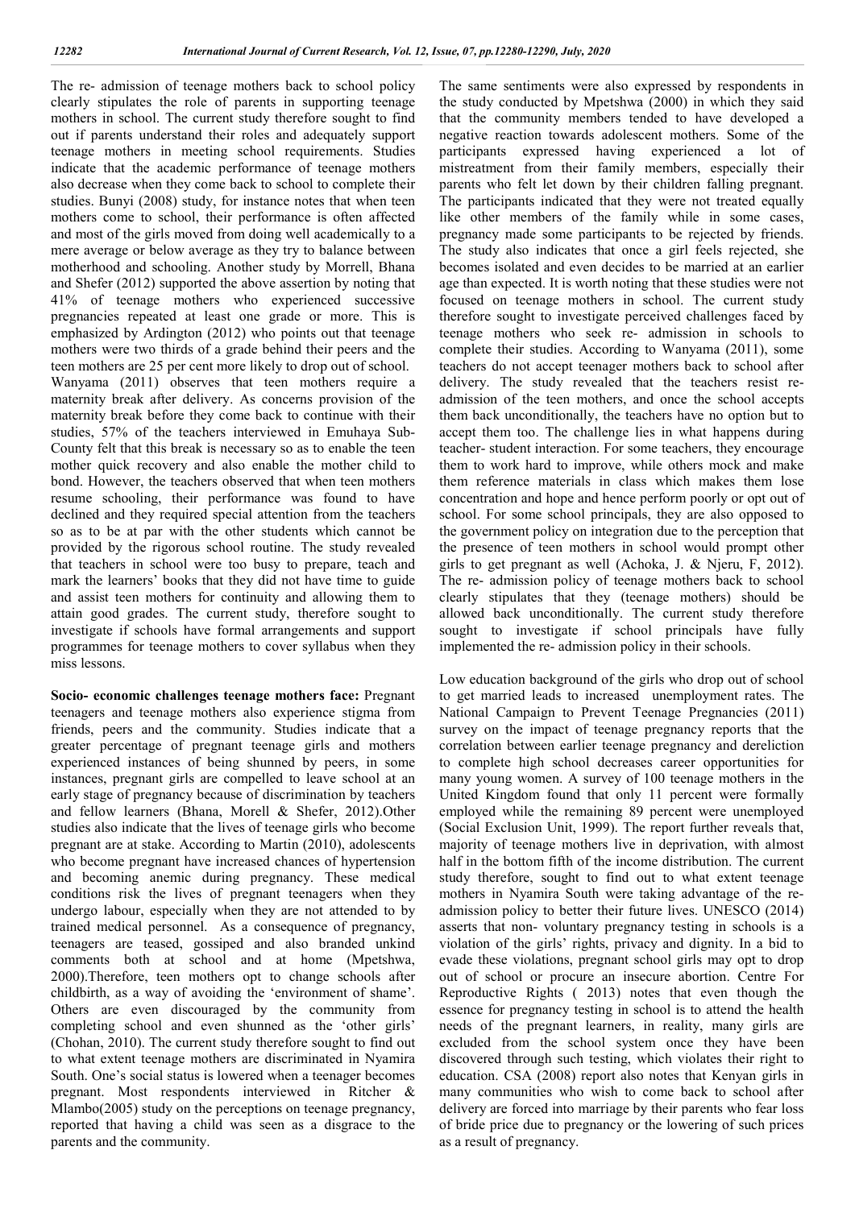The re- admission of teenage mothers back to school policy clearly stipulates the role of parents in supporting teenage mothers in school. The current study therefore sought to find out if parents understand their roles and adequately support teenage mothers in meeting school requirements. Studies indicate that the academic performance of teenage mothers also decrease when they come back to school to complete their studies. Bunyi (2008) study, for instance notes that when teen mothers come to school, their performance is often affected and most of the girls moved from doing well academically to a mere average or below average as they try to balance between motherhood and schooling. Another study by Morrell, Bhana and Shefer (2012) supported the above assertion by noting that 41% of teenage mothers who experienced successive pregnancies repeated at least one grade or more. This is emphasized by Ardington (2012) who points out that teenage mothers were two thirds of a grade behind their peers and the teen mothers are 25 per cent more likely to drop out of school.

Wanyama (2011) observes that teen mothers require a maternity break after delivery. As concerns provision of the maternity break before they come back to continue with their studies, 57% of the teachers interviewed in Emuhaya Sub-County felt that this break is necessary so as to enable the teen mother quick recovery and also enable the mother child to bond. However, the teachers observed that when teen mothers resume schooling, their performance was found to have declined and they required special attention from the teachers so as to be at par with the other students which cannot be provided by the rigorous school routine. The study revealed that teachers in school were too busy to prepare, teach and mark the learners' books that they did not have time to guide and assist teen mothers for continuity and allowing them to attain good grades. The current study, therefore sought to investigate if schools have formal arrangements and support programmes for teenage mothers to cover syllabus when they miss lessons.

**Socio- economic challenges teenage mothers face:** Pregnant teenagers and teenage mothers also experience stigma from friends, peers and the community. Studies indicate that a greater percentage of pregnant teenage girls and mothers experienced instances of being shunned by peers, in some instances, pregnant girls are compelled to leave school at an early stage of pregnancy because of discrimination by teachers and fellow learners (Bhana, Morell & Shefer, 2012).Other studies also indicate that the lives of teenage girls who become pregnant are at stake. According to Martin (2010), adolescents who become pregnant have increased chances of hypertension and becoming anemic during pregnancy. These medical conditions risk the lives of pregnant teenagers when they undergo labour, especially when they are not attended to by trained medical personnel. As a consequence of pregnancy, teenagers are teased, gossiped and also branded unkind comments both at school and at home (Mpetshwa, 2000).Therefore, teen mothers opt to change schools after childbirth, as a way of avoiding the 'environment of shame'. Others are even discouraged by the community from completing school and even shunned as the 'other girls' (Chohan, 2010). The current study therefore sought to find out to what extent teenage mothers are discriminated in Nyamira South. One's social status is lowered when a teenager becomes pregnant. Most respondents interviewed in Ritcher & Mlambo(2005) study on the perceptions on teenage pregnancy, reported that having a child was seen as a disgrace to the parents and the community.

The same sentiments were also expressed by respondents in the study conducted by Mpetshwa (2000) in which they said that the community members tended to have developed a negative reaction towards adolescent mothers. Some of the participants expressed having experienced a lot of mistreatment from their family members, especially their parents who felt let down by their children falling pregnant. The participants indicated that they were not treated equally like other members of the family while in some cases, pregnancy made some participants to be rejected by friends. The study also indicates that once a girl feels rejected, she becomes isolated and even decides to be married at an earlier age than expected. It is worth noting that these studies were not focused on teenage mothers in school. The current study therefore sought to investigate perceived challenges faced by teenage mothers who seek re- admission in schools to complete their studies. According to Wanyama (2011), some teachers do not accept teenager mothers back to school after delivery. The study revealed that the teachers resist re-admission of the teen mothers, and once the school accepts them back unconditionally, the teachers have no option but to accept them too. The challenge lies in what happens during teacher- student interaction. For some teachers, they encourage them to work hard to improve, while others mock and make them reference materials in class which makes them lose concentration and hope and hence perform poorly or opt out of school. For some school principals, they are also opposed to the government policy on integration due to the perception that the presence of teen mothers in school would prompt other girls to get pregnant as well (Achoka, J. & Njeru, F, 2012). The re- admission policy of teenage mothers back to school clearly stipulates that they (teenage mothers) should be allowed back unconditionally. The current study therefore sought to investigate if school principals have fully implemented the re- admission policy in their schools.

Low education background of the girls who drop out of school to get married leads to increased unemployment rates. The National Campaign to Prevent Teenage Pregnancies (2011) survey on the impact of teenage pregnancy reports that the correlation between earlier teenage pregnancy and dereliction to complete high school decreases career opportunities for many young women. A survey of 100 teenage mothers in the United Kingdom found that only 11 percent were formally employed while the remaining 89 percent were unemployed (Social Exclusion Unit, 1999). The report further reveals that, majority of teenage mothers live in deprivation, with almost half in the bottom fifth of the income distribution. The current study therefore, sought to find out to what extent teenage mothers in Nyamira South were taking advantage of the re-admission policy to better their future lives. UNESCO (2014) asserts that non- voluntary pregnancy testing in schools is a violation of the girls' rights, privacy and dignity. In a bid to evade these violations, pregnant school girls may opt to drop out of school or procure an insecure abortion. Centre For Reproductive Rights ( 2013) notes that even though the essence for pregnancy testing in school is to attend the health needs of the pregnant learners, in reality, many girls are excluded from the school system once they have been discovered through such testing, which violates their right to education. CSA (2008) report also notes that Kenyan girls in many communities who wish to come back to school after delivery are forced into marriage by their parents who fear loss of bride price due to pregnancy or the lowering of such prices as a result of pregnancy.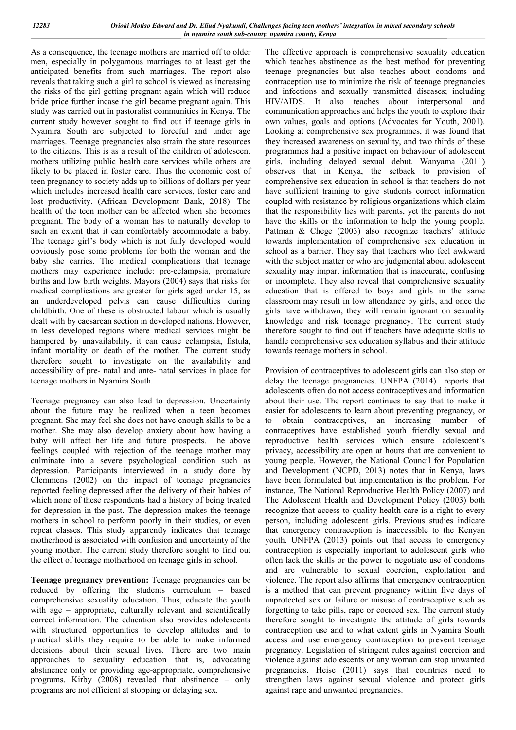As a consequence, the teenage mothers are married off to older men, especially in polygamous marriages to at least get the anticipated benefits from such marriages. The report also reveals that taking such a girl to school is viewed as increasing the risks of the girl getting pregnant again which will reduce bride price further incase the girl became pregnant again. This study was carried out in pastoralist communities in Kenya. The current study however sought to find out if teenage girls in Nyamira South are subjected to forceful and under age marriages. Teenage pregnancies also strain the state resources to the citizens. This is as a result of the children of adolescent mothers utilizing public health care services while others are likely to be placed in foster care. Thus the economic cost of teen pregnancy to society adds up to billions of dollars per year which includes increased health care services, foster care and lost productivity. (African Development Bank, 2018). The health of the teen mother can be affected when she becomes pregnant. The body of a woman has to naturally develop to such an extent that it can comfortably accommodate a baby. The teenage girl's body which is not fully developed would obviously pose some problems for both the woman and the baby she carries. The medical complications that teenage mothers may experience include: pre-eclampsia, premature births and low birth weights. Mayors (2004) says that risks for medical complications are greater for girls aged under 15, as an underdeveloped pelvis can cause difficulties during childbirth. One of these is obstructed labour which is usually dealt with by caesarean section in developed nations. However, in less developed regions where medical services might be hampered by unavailability, it can cause eclampsia, fistula, infant mortality or death of the mother. The current study therefore sought to investigate on the availability and accessibility of pre- natal and ante- natal services in place for teenage mothers in Nyamira South.

Teenage pregnancy can also lead to depression. Uncertainty about the future may be realized when a teen becomes pregnant. She may feel she does not have enough skills to be a mother. She may also develop anxiety about how having a baby will affect her life and future prospects. The above feelings coupled with rejection of the teenage mother may culminate into a severe psychological condition such as depression. Participants interviewed in a study done by Clemmens (2002) on the impact of teenage pregnancies reported feeling depressed after the delivery of their babies of which none of these respondents had a history of being treated for depression in the past. The depression makes the teenage mothers in school to perform poorly in their studies, or even repeat classes. This study apparently indicates that teenage motherhood is associated with confusion and uncertainty of the young mother. The current study therefore sought to find out the effect of teenage motherhood on teenage girls in school.

**Teenage pregnancy prevention:** Teenage pregnancies can be reduced by offering the students curriculum – based comprehensive sexuality education. Thus, educate the youth with age – appropriate, culturally relevant and scientifically correct information. The education also provides adolescents with structured opportunities to develop attitudes and to practical skills they require to be able to make informed decisions about their sexual lives. There are two main approaches to sexuality education that is, advocating abstinence only or providing age-appropriate, comprehensive programs. Kirby (2008) revealed that abstinence – only programs are not efficient at stopping or delaying sex.

The effective approach is comprehensive sexuality education which teaches abstinence as the best method for preventing teenage pregnancies but also teaches about condoms and contraception use to minimize the risk of teenage pregnancies and infections and sexually transmitted diseases; including HIV/AIDS. It also teaches about interpersonal and communication approaches and helps the youth to explore their own values, goals and options (Advocates for Youth, 2001). Looking at comprehensive sex programmes, it was found that they increased awareness on sexuality, and two thirds of these programmes had a positive impact on behaviour of adolescent girls, including delayed sexual debut. Wanyama (2011) observes that in Kenya, the setback to provision of comprehensive sex education in school is that teachers do not have sufficient training to give students correct information coupled with resistance by religious organizations which claim that the responsibility lies with parents, yet the parents do not have the skills or the information to help the young people. Pattman & Chege (2003) also recognize teachers' attitude towards implementation of comprehensive sex education in school as a barrier. They say that teachers who feel awkward with the subject matter or who are judgmental about adolescent sexuality may impart information that is inaccurate, confusing or incomplete. They also reveal that comprehensive sexuality education that is offered to boys and girls in the same classroom may result in low attendance by girls, and once the girls have withdrawn, they will remain ignorant on sexuality knowledge and risk teenage pregnancy. The current study therefore sought to find out if teachers have adequate skills to handle comprehensive sex education syllabus and their attitude towards teenage mothers in school.

Provision of contraceptives to adolescent girls can also stop or delay the teenage pregnancies. UNFPA (2014) reports that adolescents often do not access contraceptives and information about their use. The report continues to say that to make it easier for adolescents to learn about preventing pregnancy, or to obtain contraceptives, an increasing number of contraceptives have established youth friendly sexual and reproductive health services which ensure adolescent's privacy, accessibility are open at hours that are convenient to young people. However, the National Council for Population and Development (NCPD, 2013) notes that in Kenya, laws have been formulated but implementation is the problem. For instance, The National Reproductive Health Policy (2007) and The Adolescent Health and Development Policy (2003) both recognize that access to quality health care is a right to every person, including adolescent girls. Previous studies indicate that emergency contraception is inaccessible to the Kenyan youth. UNFPA (2013) points out that access to emergency contraception is especially important to adolescent girls who often lack the skills or the power to negotiate use of condoms and are vulnerable to sexual coercion, exploitation and violence. The report also affirms that emergency contraception is a method that can prevent pregnancy within five days of unprotected sex or failure or misuse of contraceptive such as forgetting to take pills, rape or coerced sex. The current study therefore sought to investigate the attitude of girls towards contraception use and to what extent girls in Nyamira South access and use emergency contraception to prevent teenage pregnancy. Legislation of stringent rules against coercion and violence against adolescents or any woman can stop unwanted pregnancies. Heise (2011) says that countries need to strengthen laws against sexual violence and protect girls against rape and unwanted pregnancies.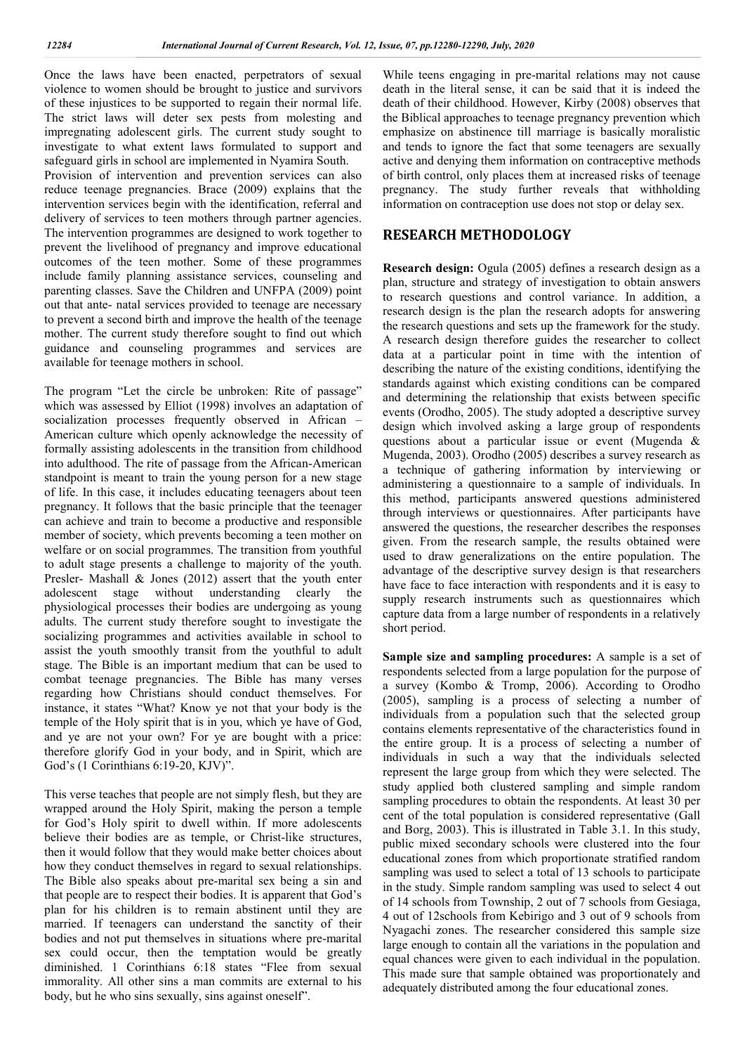Once the laws have been enacted, perpetrators of sexual violence to women should be brought to justice and survivors of these injustices to be supported to regain their normal life. The strict laws will deter sex pests from molesting and impregnating adolescent girls. The current study sought to investigate to what extent laws formulated to support and safeguard girls in school are implemented in Nyamira South.

Provision of intervention and prevention services can also reduce teenage pregnancies. Brace (2009) explains that the intervention services begin with the identification, referral and delivery of services to teen mothers through partner agencies. The intervention programmes are designed to work together to prevent the livelihood of pregnancy and improve educational outcomes of the teen mother. Some of these programmes include family planning assistance services, counseling and parenting classes. Save the Children and UNFPA (2009) point out that ante- natal services provided to teenage are necessary to prevent a second birth and improve the health of the teenage mother. The current study therefore sought to find out which guidance and counseling programmes and services are available for teenage mothers in school.

The program "Let the circle be unbroken: Rite of passage" which was assessed by Elliot (1998) involves an adaptation of socialization processes frequently observed in African – American culture which openly acknowledge the necessity of formally assisting adolescents in the transition from childhood into adulthood. The rite of passage from the African-American standpoint is meant to train the young person for a new stage of life. In this case, it includes educating teenagers about teen pregnancy. It follows that the basic principle that the teenager can achieve and train to become a productive and responsible member of society, which prevents becoming a teen mother on welfare or on social programmes. The transition from youthful to adult stage presents a challenge to majority of the youth. Presler- Mashall & Jones (2012) assert that the youth enter adolescent stage without understanding clearly the physiological processes their bodies are undergoing as young adults. The current study therefore sought to investigate the socializing programmes and activities available in school to assist the youth smoothly transit from the youthful to adult stage. The Bible is an important medium that can be used to combat teenage pregnancies. The Bible has many verses regarding how Christians should conduct themselves. For instance, it states "What? Know ye not that your body is the temple of the Holy spirit that is in you, which ye have of God, and ye are not your own? For ye are bought with a price: therefore glorify God in your body, and in Spirit, which are God's (1 Corinthians 6:19-20, KJV)".

This verse teaches that people are not simply flesh, but they are wrapped around the Holy Spirit, making the person a temple for God's Holy spirit to dwell within. If more adolescents believe their bodies are as temple, or Christ-like structures, then it would follow that they would make better choices about how they conduct themselves in regard to sexual relationships. The Bible also speaks about pre-marital sex being a sin and that people are to respect their bodies. It is apparent that God's plan for his children is to remain abstinent until they are married. If teenagers can understand the sanctity of their bodies and not put themselves in situations where pre-marital sex could occur, then the temptation would be greatly diminished. 1 Corinthians 6:18 states "Flee from sexual immorality. All other sins a man commits are external to his body, but he who sins sexually, sins against oneself".

While teens engaging in pre-marital relations may not cause death in the literal sense, it can be said that it is indeed the death of their childhood. However, Kirby (2008) observes that the Biblical approaches to teenage pregnancy prevention which emphasize on abstinence till marriage is basically moralistic and tends to ignore the fact that some teenagers are sexually active and denying them information on contraceptive methods of birth control, only places them at increased risks of teenage pregnancy. The study further reveals that withholding information on contraception use does not stop or delay sex.

## RESEARCH METHODOLOGY

**Research design:** Ogula (2005) defines a research design as a plan, structure and strategy of investigation to obtain answers to research questions and control variance. In addition, a research design is the plan the research adopts for answering the research questions and sets up the framework for the study. A research design therefore guides the researcher to collect data at a particular point in time with the intention of describing the nature of the existing conditions, identifying the standards against which existing conditions can be compared and determining the relationship that exists between specific events (Orodho, 2005). The study adopted a descriptive survey design which involved asking a large group of respondents questions about a particular issue or event (Mugenda & Mugenda, 2003). Orodho (2005) describes a survey research as a technique of gathering information by interviewing or administering a questionnaire to a sample of individuals. In this method, participants answered questions administered through interviews or questionnaires. After participants have answered the questions, the researcher describes the responses given. From the research sample, the results obtained were used to draw generalizations on the entire population. The advantage of the descriptive survey design is that researchers have face to face interaction with respondents and it is easy to supply research instruments such as questionnaires which capture data from a large number of respondents in a relatively short period.

**Sample size and sampling procedures:** A sample is a set of respondents selected from a large population for the purpose of a survey (Kombo & Tromp, 2006). According to Orodho (2005), sampling is a process of selecting a number of individuals from a population such that the selected group contains elements representative of the characteristics found in the entire group. It is a process of selecting a number of individuals in such a way that the individuals selected represent the large group from which they were selected. The study applied both clustered sampling and simple random sampling procedures to obtain the respondents. At least 30 per cent of the total population is considered representative (Gall and Borg, 2003). This is illustrated in Table 3.1. In this study, public mixed secondary schools were clustered into the four educational zones from which proportionate stratified random sampling was used to select a total of 13 schools to participate in the study. Simple random sampling was used to select 4 out of 14 schools from Township, 2 out of 7 schools from Gesiaga, 4 out of 12schools from Kebirigo and 3 out of 9 schools from Nyagachi zones. The researcher considered this sample size large enough to contain all the variations in the population and equal chances were given to each individual in the population. This made sure that sample obtained was proportionately and adequately distributed among the four educational zones.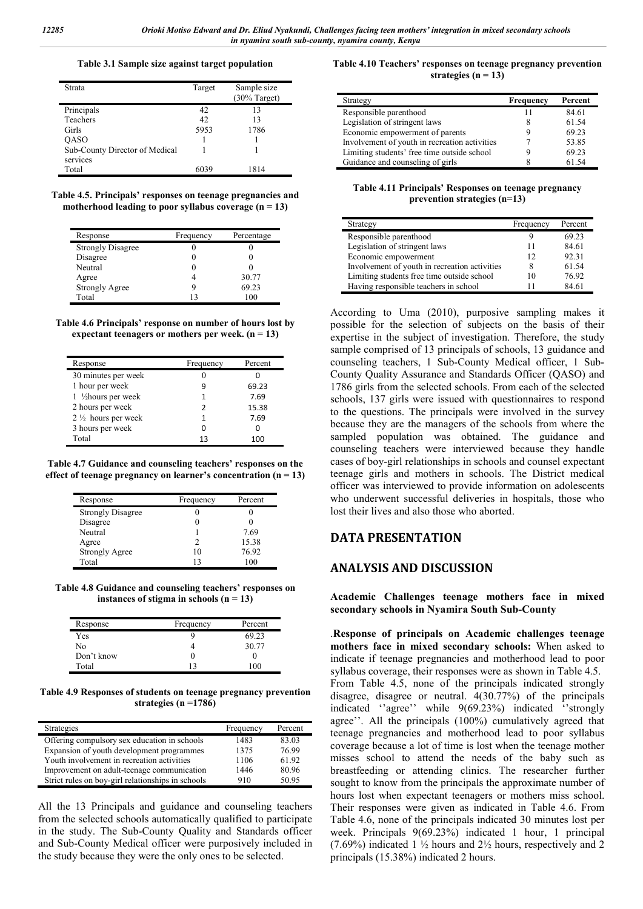**Table 3.1 Sample size against target population**

| Strata | Target | Sample size (30% Target) |
|---|---|---|
| Principals | 42 | 13 |
| Teachers | 42 | 13 |
| Girls | 5953 | 1786 |
| QASO | 1 | 1 |
| Sub-County Director of Medical services | 1 | 1 |
| Total | 6039 | 1814 |

**Table 4.5. Principals' responses on teenage pregnancies and motherhood leading to poor syllabus coverage (n = 13)**

| Response | Frequency | Percentage |
|---|---|---|
| Strongly Disagree | 0 | 0 |
| Disagree | 0 | 0 |
| Neutral | 0 | 0 |
| Agree | 4 | 30.77 |
| Strongly Agree | 9 | 69.23 |
| Total | 13 | 100 |

**Table 4.6 Principals' response on number of hours lost by expectant teenagers or mothers per week. (n = 13)**

| Response | Frequency | Percent |
|---|---|---|
| 30 minutes per week | 0 | 0 |
| 1 hour per week | 9 | 69.23 |
| 1 ½hours per week | 1 | 7.69 |
| 2 hours per week | 2 | 15.38 |
| 2 ½ hours per week | 1 | 7.69 |
| 3 hours per week | 0 | 0 |
| Total | 13 | 100 |

**Table 4.7 Guidance and counseling teachers' responses on the effect of teenage pregnancy on learner's concentration (n = 13)**

| Response | Frequency | Percent |
|---|---|---|
| Strongly Disagree | 0 | 0 |
| Disagree | 0 | 0 |
| Neutral | 1 | 7.69 |
| Agree | 2 | 15.38 |
| Strongly Agree | 10 | 76.92 |
| Total | 13 | 100 |

**Table 4.8 Guidance and counseling teachers' responses on instances of stigma in schools (n = 13)**

| Response | Frequency | Percent |
|---|---|---|
| Yes | 9 | 69.23 |
| No | 4 | 30.77 |
| Don't know | 0 | 0 |
| Total | 13 | 100 |

**Table 4.9 Responses of students on teenage pregnancy prevention strategies (n =1786)**

| Strategies | Frequency | Percent |
|---|---|---|
| Offering compulsory sex education in schools | 1483 | 83.03 |
| Expansion of youth development programmes | 1375 | 76.99 |
| Youth involvement in recreation activities | 1106 | 61.92 |
| Improvement on adult-teenage communication | 1446 | 80.96 |
| Strict rules on boy-girl relationships in schools | 910 | 50.95 |

All the 13 Principals and guidance and counseling teachers from the selected schools automatically qualified to participate in the study. The Sub-County Quality and Standards officer and Sub-County Medical officer were purposively included in the study because they were the only ones to be selected.

**Table 4.10 Teachers' responses on teenage pregnancy prevention strategies (n = 13)**

| Strategy | Frequency | Percent |
|---|---|---|
| Responsible parenthood | 11 | 84.61 |
| Legislation of stringent laws | 8 | 61.54 |
| Economic empowerment of parents | 9 | 69.23 |
| Involvement of youth in recreation activities | 7 | 53.85 |
| Limiting students' free time outside school | 9 | 69.23 |
| Guidance and counseling of girls | 8 | 61.54 |

**Table 4.11 Principals' Responses on teenage pregnancy prevention strategies (n=13)**

| Strategy | Frequency | Percent |
|---|---|---|
| Responsible parenthood | 9 | 69.23 |
| Legislation of stringent laws | 11 | 84.61 |
| Economic empowerment | 12 | 92.31 |
| Involvement of youth in recreation activities | 8 | 61.54 |
| Limiting students free time outside school | 10 | 76.92 |
| Having responsible teachers in school | 11 | 84.61 |

According to Uma (2010), purposive sampling makes it possible for the selection of subjects on the basis of their expertise in the subject of investigation. Therefore, the study sample comprised of 13 principals of schools, 13 guidance and counseling teachers, 1 Sub-County Medical officer, 1 Sub-County Quality Assurance and Standards Officer (QASO) and 1786 girls from the selected schools. From each of the selected schools, 137 girls were issued with questionnaires to respond to the questions. The principals were involved in the survey because they are the managers of the schools from where the sampled population was obtained. The guidance and counseling teachers were interviewed because they handle cases of boy-girl relationships in schools and counsel expectant teenage girls and mothers in schools. The District medical officer was interviewed to provide information on adolescents who underwent successful deliveries in hospitals, those who lost their lives and also those who aborted.

## DATA PRESENTATION

## ANALYSIS AND DISCUSSION

### Academic Challenges teenage mothers face in mixed secondary schools in Nyamira South Sub-County

.**Response of principals on Academic challenges teenage mothers face in mixed secondary schools:** When asked to indicate if teenage pregnancies and motherhood lead to poor syllabus coverage, their responses were as shown in Table 4.5. From Table 4.5, none of the principals indicated strongly disagree, disagree or neutral. 4(30.77%) of the principals indicated ''agree'' while 9(69.23%) indicated ''strongly agree''. All the principals (100%) cumulatively agreed that teenage pregnancies and motherhood lead to poor syllabus coverage because a lot of time is lost when the teenage mother misses school to attend the needs of the baby such as breastfeeding or attending clinics. The researcher further sought to know from the principals the approximate number of hours lost when expectant teenagers or mothers miss school. Their responses were given as indicated in Table 4.6. From Table 4.6, none of the principals indicated 30 minutes lost per week. Principals 9(69.23%) indicated 1 hour, 1 principal (7.69%) indicated 1 ½ hours and 2½ hours, respectively and 2 principals (15.38%) indicated 2 hours.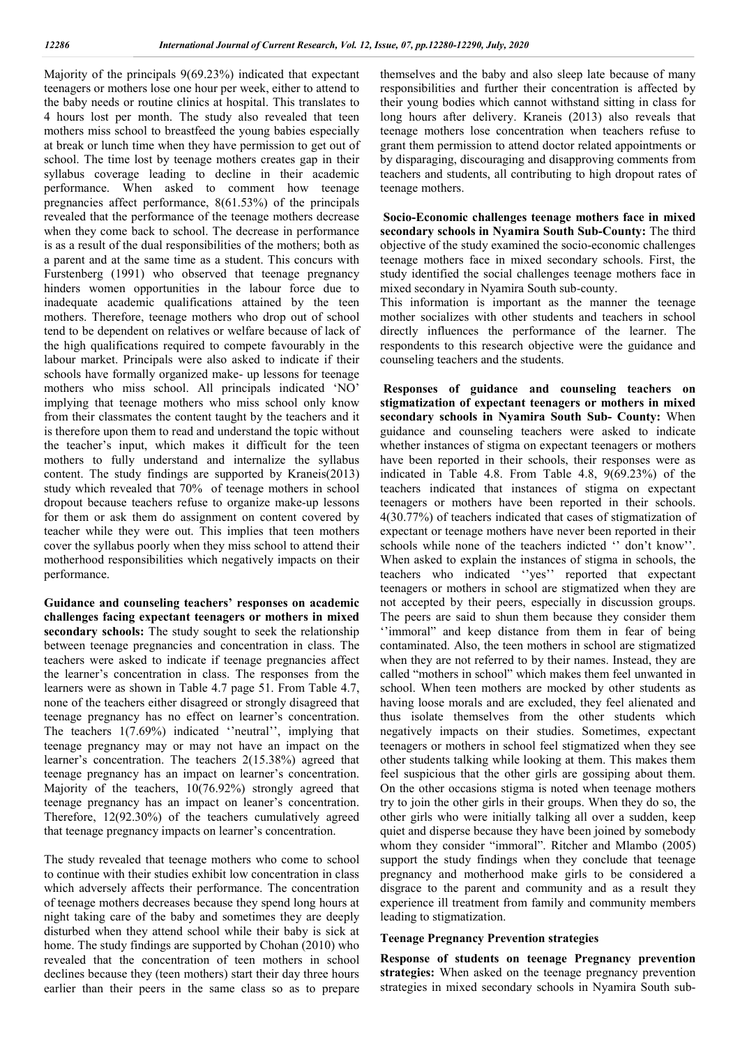Majority of the principals 9(69.23%) indicated that expectant teenagers or mothers lose one hour per week, either to attend to the baby needs or routine clinics at hospital. This translates to 4 hours lost per month. The study also revealed that teen mothers miss school to breastfeed the young babies especially at break or lunch time when they have permission to get out of school. The time lost by teenage mothers creates gap in their syllabus coverage leading to decline in their academic performance. When asked to comment how teenage pregnancies affect performance, 8(61.53%) of the principals revealed that the performance of the teenage mothers decrease when they come back to school. The decrease in performance is as a result of the dual responsibilities of the mothers; both as a parent and at the same time as a student. This concurs with Furstenberg (1991) who observed that teenage pregnancy hinders women opportunities in the labour force due to inadequate academic qualifications attained by the teen mothers. Therefore, teenage mothers who drop out of school tend to be dependent on relatives or welfare because of lack of the high qualifications required to compete favourably in the labour market. Principals were also asked to indicate if their schools have formally organized make- up lessons for teenage mothers who miss school. All principals indicated 'NO' implying that teenage mothers who miss school only know from their classmates the content taught by the teachers and it is therefore upon them to read and understand the topic without the teacher's input, which makes it difficult for the teen mothers to fully understand and internalize the syllabus content. The study findings are supported by Kraneis(2013) study which revealed that 70% of teenage mothers in school dropout because teachers refuse to organize make-up lessons for them or ask them do assignment on content covered by teacher while they were out. This implies that teen mothers cover the syllabus poorly when they miss school to attend their motherhood responsibilities which negatively impacts on their performance.

**Guidance and counseling teachers' responses on academic challenges facing expectant teenagers or mothers in mixed secondary schools:** The study sought to seek the relationship between teenage pregnancies and concentration in class. The teachers were asked to indicate if teenage pregnancies affect the learner's concentration in class. The responses from the learners were as shown in Table 4.7 page 51. From Table 4.7, none of the teachers either disagreed or strongly disagreed that teenage pregnancy has no effect on learner's concentration. The teachers 1(7.69%) indicated ''neutral'', implying that teenage pregnancy may or may not have an impact on the learner's concentration. The teachers 2(15.38%) agreed that teenage pregnancy has an impact on learner's concentration. Majority of the teachers, 10(76.92%) strongly agreed that teenage pregnancy has an impact on leaner's concentration. Therefore, 12(92.30%) of the teachers cumulatively agreed that teenage pregnancy impacts on learner's concentration.

The study revealed that teenage mothers who come to school to continue with their studies exhibit low concentration in class which adversely affects their performance. The concentration of teenage mothers decreases because they spend long hours at night taking care of the baby and sometimes they are deeply disturbed when they attend school while their baby is sick at home. The study findings are supported by Chohan (2010) who revealed that the concentration of teen mothers in school declines because they (teen mothers) start their day three hours earlier than their peers in the same class so as to prepare themselves and the baby and also sleep late because of many responsibilities and further their concentration is affected by their young bodies which cannot withstand sitting in class for long hours after delivery. Kraneis (2013) also reveals that teenage mothers lose concentration when teachers refuse to grant them permission to attend doctor related appointments or by disparaging, discouraging and disapproving comments from teachers and students, all contributing to high dropout rates of teenage mothers.

**Socio-Economic challenges teenage mothers face in mixed secondary schools in Nyamira South Sub-County:** The third objective of the study examined the socio-economic challenges teenage mothers face in mixed secondary schools. First, the study identified the social challenges teenage mothers face in mixed secondary in Nyamira South sub-county.

This information is important as the manner the teenage mother socializes with other students and teachers in school directly influences the performance of the learner. The respondents to this research objective were the guidance and counseling teachers and the students.

**Responses of guidance and counseling teachers on stigmatization of expectant teenagers or mothers in mixed secondary schools in Nyamira South Sub- County:** When guidance and counseling teachers were asked to indicate whether instances of stigma on expectant teenagers or mothers have been reported in their schools, their responses were as indicated in Table 4.8. From Table 4.8, 9(69.23%) of the teachers indicated that instances of stigma on expectant teenagers or mothers have been reported in their schools. 4(30.77%) of teachers indicated that cases of stigmatization of expectant or teenage mothers have never been reported in their schools while none of the teachers indicted '' don't know''. When asked to explain the instances of stigma in schools, the teachers who indicated ''yes'' reported that expectant teenagers or mothers in school are stigmatized when they are not accepted by their peers, especially in discussion groups. The peers are said to shun them because they consider them ''immoral'' and keep distance from them in fear of being contaminated. Also, the teen mothers in school are stigmatized when they are not referred to by their names. Instead, they are called "mothers in school" which makes them feel unwanted in school. When teen mothers are mocked by other students as having loose morals and are excluded, they feel alienated and thus isolate themselves from the other students which negatively impacts on their studies. Sometimes, expectant teenagers or mothers in school feel stigmatized when they see other students talking while looking at them. This makes them feel suspicious that the other girls are gossiping about them. On the other occasions stigma is noted when teenage mothers try to join the other girls in their groups. When they do so, the other girls who were initially talking all over a sudden, keep quiet and disperse because they have been joined by somebody whom they consider "immoral". Ritcher and Mlambo (2005) support the study findings when they conclude that teenage pregnancy and motherhood make girls to be considered a disgrace to the parent and community and as a result they experience ill treatment from family and community members leading to stigmatization.

## Teenage Pregnancy Prevention strategies

**Response of students on teenage Pregnancy prevention strategies:** When asked on the teenage pregnancy prevention strategies in mixed secondary schools in Nyamira South sub-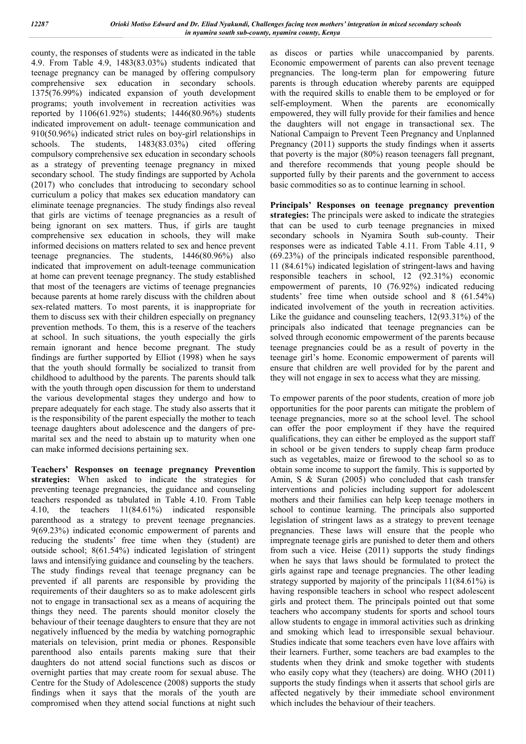county, the responses of students were as indicated in the table 4.9. From Table 4.9, 1483(83.03%) students indicated that teenage pregnancy can be managed by offering compulsory comprehensive sex education in secondary schools. 1375(76.99%) indicated expansion of youth development programs; youth involvement in recreation activities was reported by 1106(61.92%) students; 1446(80.96%) students indicated improvement on adult- teenage communication and 910(50.96%) indicated strict rules on boy-girl relationships in schools. The students, 1483(83.03%) cited offering compulsory comprehensive sex education in secondary schools as a strategy of preventing teenage pregnancy in mixed secondary school. The study findings are supported by Achola (2017) who concludes that introducing to secondary school curriculum a policy that makes sex education mandatory can eliminate teenage pregnancies. The study findings also reveal that girls are victims of teenage pregnancies as a result of being ignorant on sex matters. Thus, if girls are taught comprehensive sex education in schools, they will make informed decisions on matters related to sex and hence prevent teenage pregnancies. The students, 1446(80.96%) also indicated that improvement on adult-teenage communication at home can prevent teenage pregnancy. The study established that most of the teenagers are victims of teenage pregnancies because parents at home rarely discuss with the children about sex-related matters. To most parents, it is inappropriate for them to discuss sex with their children especially on pregnancy prevention methods. To them, this is a reserve of the teachers at school. In such situations, the youth especially the girls remain ignorant and hence become pregnant. The study findings are further supported by Elliot (1998) when he says that the youth should formally be socialized to transit from childhood to adulthood by the parents. The parents should talk with the youth through open discussion for them to understand the various developmental stages they undergo and how to prepare adequately for each stage. The study also asserts that it is the responsibility of the parent especially the mother to teach teenage daughters about adolescence and the dangers of pre-marital sex and the need to abstain up to maturity when one can make informed decisions pertaining sex.

**Teachers' Responses on teenage pregnancy Prevention strategies:** When asked to indicate the strategies for preventing teenage pregnancies, the guidance and counseling teachers responded as tabulated in Table 4.10. From Table 4.10, the teachers 11(84.61%) indicated responsible parenthood as a strategy to prevent teenage pregnancies. 9(69.23%) indicated economic empowerment of parents and reducing the students' free time when they (student) are outside school; 8(61.54%) indicated legislation of stringent laws and intensifying guidance and counseling by the teachers. The study findings reveal that teenage pregnancy can be prevented if all parents are responsible by providing the requirements of their daughters so as to make adolescent girls not to engage in transactional sex as a means of acquiring the things they need. The parents should monitor closely the behaviour of their teenage daughters to ensure that they are not negatively influenced by the media by watching pornographic materials on television, print media or phones. Responsible parenthood also entails parents making sure that their daughters do not attend social functions such as discos or overnight parties that may create room for sexual abuse. The Centre for the Study of Adolescence (2008) supports the study findings when it says that the morals of the youth are compromised when they attend social functions at night such as discos or parties while unaccompanied by parents. Economic empowerment of parents can also prevent teenage pregnancies. The long-term plan for empowering future parents is through education whereby parents are equipped with the required skills to enable them to be employed or for self-employment. When the parents are economically empowered, they will fully provide for their families and hence the daughters will not engage in transactional sex. The National Campaign to Prevent Teen Pregnancy and Unplanned Pregnancy (2011) supports the study findings when it asserts that poverty is the major (80%) reason teenagers fall pregnant, and therefore recommends that young people should be supported fully by their parents and the government to access basic commodities so as to continue learning in school.

**Principals' Responses on teenage pregnancy prevention strategies:** The principals were asked to indicate the strategies that can be used to curb teenage pregnancies in mixed secondary schools in Nyamira South sub-county. Their responses were as indicated Table 4.11. From Table 4.11, 9 (69.23%) of the principals indicated responsible parenthood, 11 (84.61%) indicated legislation of stringent-laws and having responsible teachers in school, 12 (92.31%) economic empowerment of parents, 10 (76.92%) indicated reducing students' free time when outside school and 8 (61.54%) indicated involvement of the youth in recreation activities. Like the guidance and counseling teachers, 12(93.31%) of the principals also indicated that teenage pregnancies can be solved through economic empowerment of the parents because teenage pregnancies could be as a result of poverty in the teenage girl's home. Economic empowerment of parents will ensure that children are well provided for by the parent and they will not engage in sex to access what they are missing.

To empower parents of the poor students, creation of more job opportunities for the poor parents can mitigate the problem of teenage pregnancies, more so at the school level. The school can offer the poor employment if they have the required qualifications, they can either be employed as the support staff in school or be given tenders to supply cheap farm produce such as vegetables, maize or firewood to the school so as to obtain some income to support the family. This is supported by Amin, S & Suran (2005) who concluded that cash transfer interventions and policies including support for adolescent mothers and their families can help keep teenage mothers in school to continue learning. The principals also supported legislation of stringent laws as a strategy to prevent teenage pregnancies. These laws will ensure that the people who impregnate teenage girls are punished to deter them and others from such a vice. Heise (2011) supports the study findings when he says that laws should be formulated to protect the girls against rape and teenage pregnancies. The other leading strategy supported by majority of the principals 11(84.61%) is having responsible teachers in school who respect adolescent girls and protect them. The principals pointed out that some teachers who accompany students for sports and school tours allow students to engage in immoral activities such as drinking and smoking which lead to irresponsible sexual behaviour. Studies indicate that some teachers even have love affairs with their learners. Further, some teachers are bad examples to the students when they drink and smoke together with students who easily copy what they (teachers) are doing. WHO (2011) supports the study findings when it asserts that school girls are affected negatively by their immediate school environment which includes the behaviour of their teachers.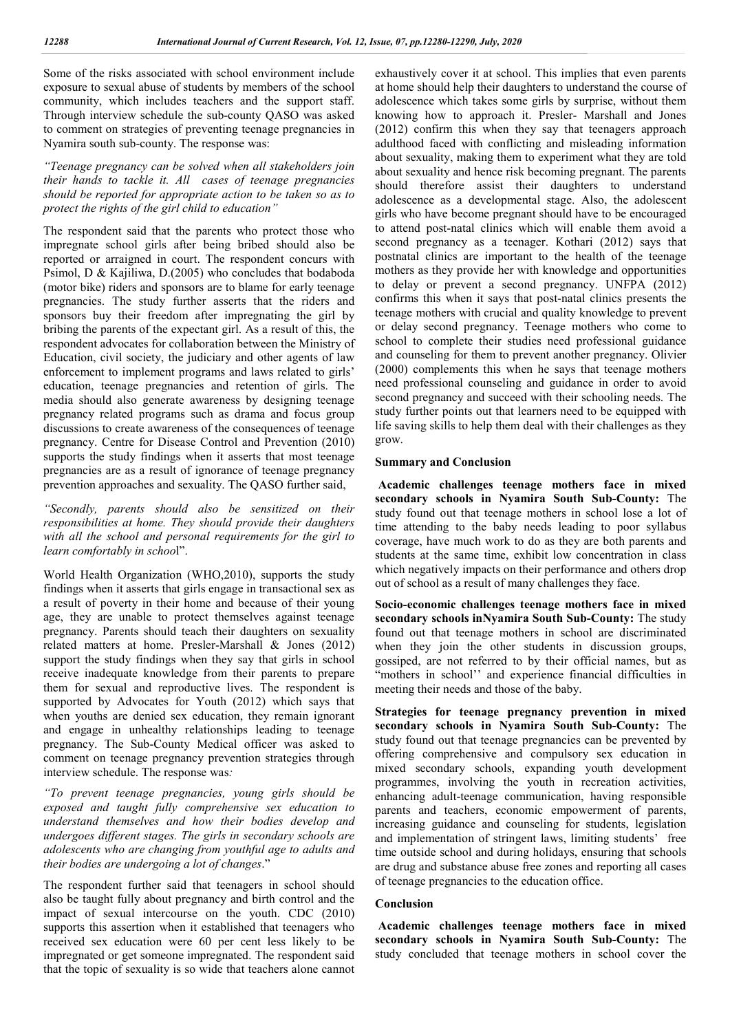Some of the risks associated with school environment include exposure to sexual abuse of students by members of the school community, which includes teachers and the support staff. Through interview schedule the sub-county QASO was asked to comment on strategies of preventing teenage pregnancies in Nyamira south sub-county. The response was:

*"Teenage pregnancy can be solved when all stakeholders join their hands to tackle it. All cases of teenage pregnancies should be reported for appropriate action to be taken so as to protect the rights of the girl child to education"*

The respondent said that the parents who protect those who impregnate school girls after being bribed should also be reported or arraigned in court. The respondent concurs with Psimol, D & Kajiliwa, D.(2005) who concludes that bodaboda (motor bike) riders and sponsors are to blame for early teenage pregnancies. The study further asserts that the riders and sponsors buy their freedom after impregnating the girl by bribing the parents of the expectant girl. As a result of this, the respondent advocates for collaboration between the Ministry of Education, civil society, the judiciary and other agents of law enforcement to implement programs and laws related to girls' education, teenage pregnancies and retention of girls. The media should also generate awareness by designing teenage pregnancy related programs such as drama and focus group discussions to create awareness of the consequences of teenage pregnancy. Centre for Disease Control and Prevention (2010) supports the study findings when it asserts that most teenage pregnancies are as a result of ignorance of teenage pregnancy prevention approaches and sexuality. The QASO further said,

*"Secondly, parents should also be sensitized on their responsibilities at home. They should provide their daughters with all the school and personal requirements for the girl to learn comfortably in school*".

World Health Organization (WHO,2010), supports the study findings when it asserts that girls engage in transactional sex as a result of poverty in their home and because of their young age, they are unable to protect themselves against teenage pregnancy. Parents should teach their daughters on sexuality related matters at home. Presler-Marshall & Jones (2012) support the study findings when they say that girls in school receive inadequate knowledge from their parents to prepare them for sexual and reproductive lives. The respondent is supported by Advocates for Youth (2012) which says that when youths are denied sex education, they remain ignorant and engage in unhealthy relationships leading to teenage pregnancy. The Sub-County Medical officer was asked to comment on teenage pregnancy prevention strategies through interview schedule. The response was*:*

*"To prevent teenage pregnancies, young girls should be exposed and taught fully comprehensive sex education to understand themselves and how their bodies develop and undergoes different stages. The girls in secondary schools are adolescents who are changing from youthful age to adults and their bodies are undergoing a lot of changes*."

The respondent further said that teenagers in school should also be taught fully about pregnancy and birth control and the impact of sexual intercourse on the youth. CDC (2010) supports this assertion when it established that teenagers who received sex education were 60 per cent less likely to be impregnated or get someone impregnated. The respondent said that the topic of sexuality is so wide that teachers alone cannot exhaustively cover it at school. This implies that even parents at home should help their daughters to understand the course of adolescence which takes some girls by surprise, without them knowing how to approach it. Presler- Marshall and Jones (2012) confirm this when they say that teenagers approach adulthood faced with conflicting and misleading information about sexuality, making them to experiment what they are told about sexuality and hence risk becoming pregnant. The parents should therefore assist their daughters to understand adolescence as a developmental stage. Also, the adolescent girls who have become pregnant should have to be encouraged to attend post-natal clinics which will enable them avoid a second pregnancy as a teenager. Kothari (2012) says that postnatal clinics are important to the health of the teenage mothers as they provide her with knowledge and opportunities to delay or prevent a second pregnancy. UNFPA (2012) confirms this when it says that post-natal clinics presents the teenage mothers with crucial and quality knowledge to prevent or delay second pregnancy. Teenage mothers who come to school to complete their studies need professional guidance and counseling for them to prevent another pregnancy. Olivier (2000) complements this when he says that teenage mothers need professional counseling and guidance in order to avoid second pregnancy and succeed with their schooling needs. The study further points out that learners need to be equipped with life saving skills to help them deal with their challenges as they grow.

## Summary and Conclusion

**Academic challenges teenage mothers face in mixed secondary schools in Nyamira South Sub-County:** The study found out that teenage mothers in school lose a lot of time attending to the baby needs leading to poor syllabus coverage, have much work to do as they are both parents and students at the same time, exhibit low concentration in class which negatively impacts on their performance and others drop out of school as a result of many challenges they face.

**Socio-economic challenges teenage mothers face in mixed secondary schools inNyamira South Sub-County:** The study found out that teenage mothers in school are discriminated when they join the other students in discussion groups, gossiped, are not referred to by their official names, but as "mothers in school'' and experience financial difficulties in meeting their needs and those of the baby.

**Strategies for teenage pregnancy prevention in mixed secondary schools in Nyamira South Sub-County:** The study found out that teenage pregnancies can be prevented by offering comprehensive and compulsory sex education in mixed secondary schools, expanding youth development programmes, involving the youth in recreation activities, enhancing adult-teenage communication, having responsible parents and teachers, economic empowerment of parents, increasing guidance and counseling for students, legislation and implementation of stringent laws, limiting students' free time outside school and during holidays, ensuring that schools are drug and substance abuse free zones and reporting all cases of teenage pregnancies to the education office.

## Conclusion

**Academic challenges teenage mothers face in mixed secondary schools in Nyamira South Sub-County:** The study concluded that teenage mothers in school cover the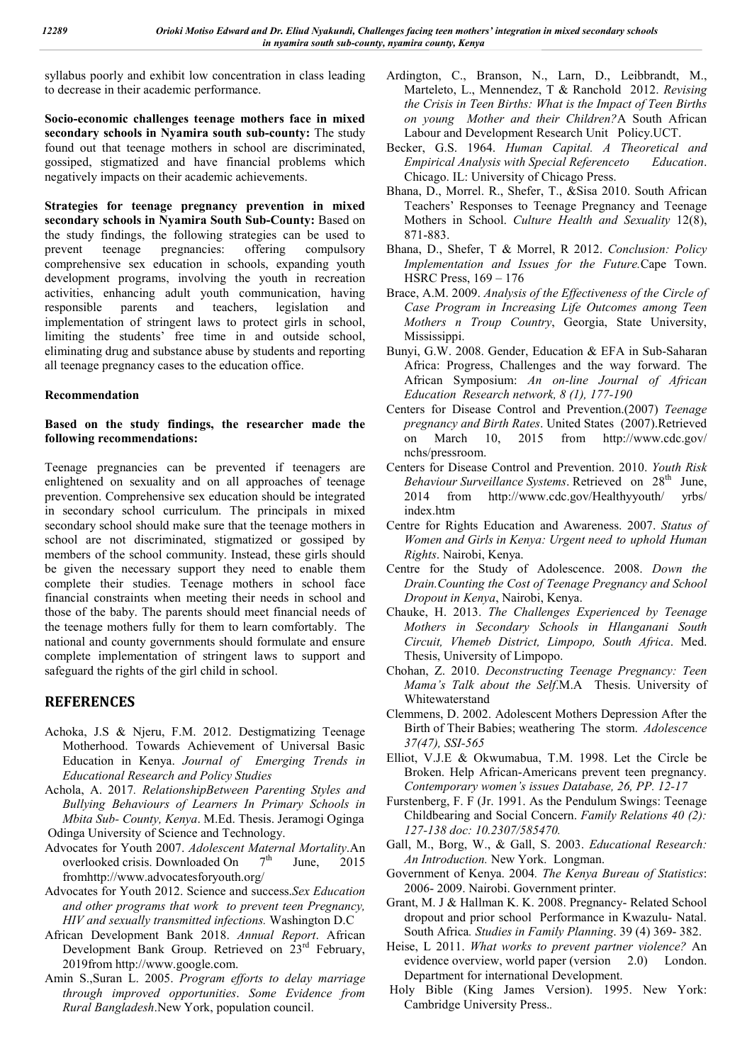syllabus poorly and exhibit low concentration in class leading to decrease in their academic performance.

**Socio-economic challenges teenage mothers face in mixed secondary schools in Nyamira south sub-county:** The study found out that teenage mothers in school are discriminated, gossiped, stigmatized and have financial problems which negatively impacts on their academic achievements.

**Strategies for teenage pregnancy prevention in mixed secondary schools in Nyamira South Sub-County:** Based on the study findings, the following strategies can be used to prevent teenage pregnancies: offering compulsory comprehensive sex education in schools, expanding youth development programs, involving the youth in recreation activities, enhancing adult youth communication, having responsible parents and teachers, legislation and implementation of stringent laws to protect girls in school, limiting the students' free time in and outside school, eliminating drug and substance abuse by students and reporting all teenage pregnancy cases to the education office.

### Recommendation

**Based on the study findings, the researcher made the following recommendations:**

Teenage pregnancies can be prevented if teenagers are enlightened on sexuality and on all approaches of teenage prevention. Comprehensive sex education should be integrated in secondary school curriculum. The principals in mixed secondary school should make sure that the teenage mothers in school are not discriminated, stigmatized or gossiped by members of the school community. Instead, these girls should be given the necessary support they need to enable them complete their studies. Teenage mothers in school face financial constraints when meeting their needs in school and those of the baby. The parents should meet financial needs of the teenage mothers fully for them to learn comfortably. The national and county governments should formulate and ensure complete implementation of stringent laws to support and safeguard the rights of the girl child in school.

## REFERENCES

- Achoka, J.S & Njeru, F.M. 2012. Destigmatizing Teenage Motherhood. Towards Achievement of Universal Basic Education in Kenya. *Journal of Emerging Trends in Educational Research and Policy Studies*
- Achola, A. 2017. *RelationshipBetween Parenting Styles and Bullying Behaviours of Learners In Primary Schools in Mbita Sub- County, Kenya*. M.Ed. Thesis. Jeramogi Oginga Odinga University of Science and Technology.
- Advocates for Youth 2007. *Adolescent Maternal Mortality*.An overlooked crisis. Downloaded On 7th June, 2015 fromhttp://www.advocatesforyouth.org/
- Advocates for Youth 2012. Science and success.*Sex Education and other programs that work to prevent teen Pregnancy, HIV and sexually transmitted infections.* Washington D.C
- African Development Bank 2018. *Annual Report*. African Development Bank Group. Retrieved on 23rd February, 2019from http://www.google.com.
- Amin S.,Suran L. 2005. *Program efforts to delay marriage through improved opportunities*. *Some Evidence from Rural Bangladesh*.New York, population council.
- Ardington, C., Branson, N., Larn, D., Leibbrandt, M., Marteleto, L., Mennendez, T & Ranchold 2012. *Revising the Crisis in Teen Births: What is the Impact of Teen Births on young Mother and their Children?*A South African Labour and Development Research Unit Policy.UCT.
- Becker, G.S. 1964. *Human Capital. A Theoretical and Empirical Analysis with Special Referenceto Education*. Chicago. IL: University of Chicago Press.
- Bhana, D., Morrel. R., Shefer, T., &Sisa 2010. South African Teachers' Responses to Teenage Pregnancy and Teenage Mothers in School. *Culture Health and Sexuality* 12(8), 871-883.
- Bhana, D., Shefer, T & Morrel, R 2012. *Conclusion: Policy Implementation and Issues for the Future.*Cape Town. HSRC Press, 169 – 176
- Brace, A.M. 2009. *Analysis of the Effectiveness of the Circle of Case Program in Increasing Life Outcomes among Teen Mothers n Troup Country*, Georgia, State University, Mississippi.
- Bunyi, G.W. 2008. Gender, Education & EFA in Sub-Saharan Africa: Progress, Challenges and the way forward. The African Symposium: *An on-line Journal of African Education Research network, 8 (1), 177-190*
- Centers for Disease Control and Prevention.(2007) *Teenage pregnancy and Birth Rates*. United States (2007).Retrieved on March 10, 2015 from http://www.cdc.gov/ nchs/pressroom.
- Centers for Disease Control and Prevention. 2010. *Youth Risk Behaviour Surveillance Systems*. Retrieved on 28th June, 2014 from http://www.cdc.gov/Healthyyouth/ yrbs/ index.htm
- Centre for Rights Education and Awareness. 2007. *Status of Women and Girls in Kenya: Urgent need to uphold Human Rights*. Nairobi, Kenya.
- Centre for the Study of Adolescence. 2008. *Down the Drain.Counting the Cost of Teenage Pregnancy and School Dropout in Kenya*, Nairobi, Kenya.
- Chauke, H. 2013. *The Challenges Experienced by Teenage Mothers in Secondary Schools in Hlanganani South Circuit, Vhemeb District, Limpopo, South Africa*. Med. Thesis, University of Limpopo.
- Chohan, Z. 2010. *Deconstructing Teenage Pregnancy: Teen Mama's Talk about the Self*.M.A Thesis. University of Whitewaterstand
- Clemmens, D. 2002. Adolescent Mothers Depression After the Birth of Their Babies; weathering The storm. *Adolescence 37(47), SSI-565*
- Elliot, V.J.E & Okwumabua, T.M. 1998. Let the Circle be Broken. Help African-Americans prevent teen pregnancy. *Contemporary women's issues Database, 26, PP. 12-17*
- Furstenberg, F. F (Jr. 1991. As the Pendulum Swings: Teenage Childbearing and Social Concern. *Family Relations 40 (2): 127-138 doc: 10.2307/585470.*
- Gall, M., Borg, W., & Gall, S. 2003. *Educational Research: An Introduction.* New York. Longman.
- Government of Kenya. 2004. *The Kenya Bureau of Statistics*: 2006- 2009. Nairobi. Government printer.
- Grant, M. J & Hallman K. K. 2008. Pregnancy- Related School dropout and prior school Performance in Kwazulu- Natal. South Africa. *Studies in Family Planning*. 39 (4) 369- 382.
- Heise, L 2011. *What works to prevent partner violence?* An evidence overview, world paper (version 2.0) London. Department for international Development.
- Holy Bible (King James Version). 1995. New York: Cambridge University Press..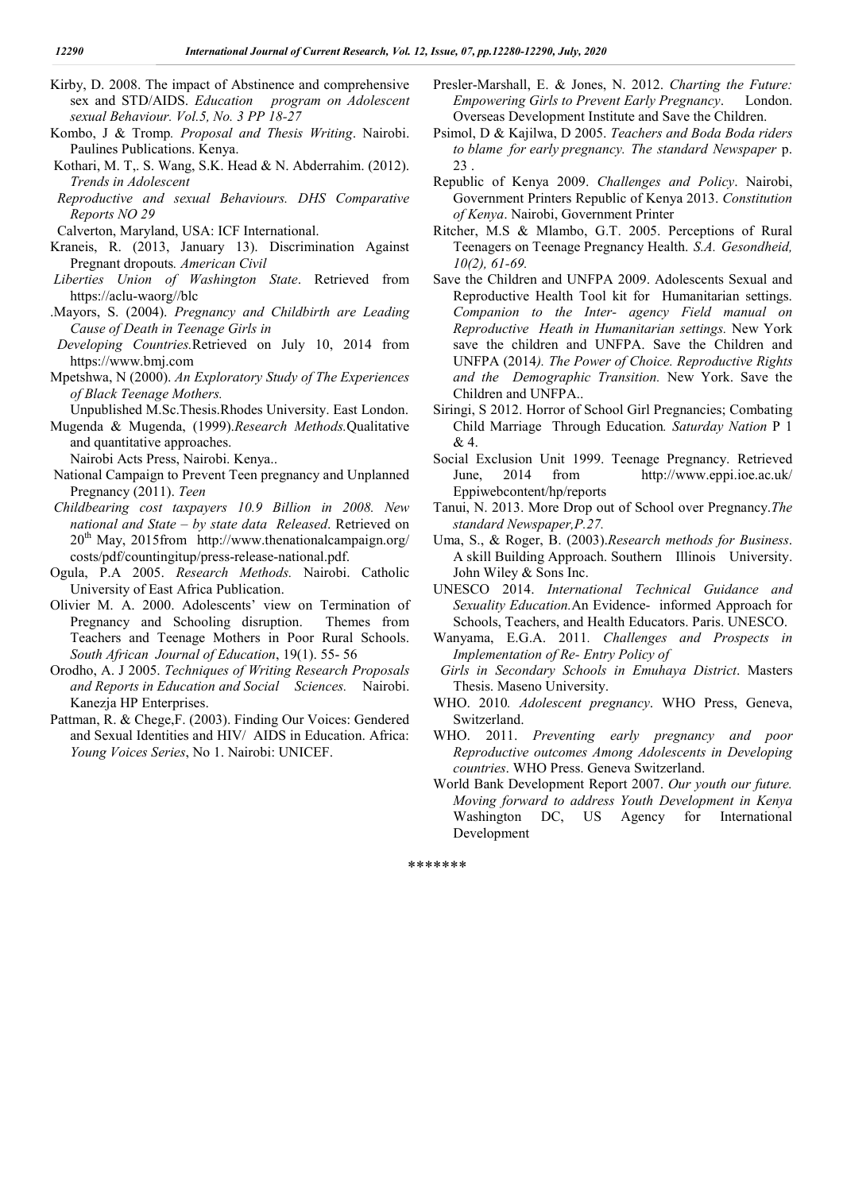Kirby, D. 2008. The impact of Abstinence and comprehensive sex and STD/AIDS. *Education program on Adolescent sexual Behaviour. Vol.5, No. 3 PP 18-27*

Kombo, J & Tromp*. Proposal and Thesis Writing*. Nairobi. Paulines Publications. Kenya.

Kothari, M. T,. S. Wang, S.K. Head & N. Abderrahim. (2012). *Trends in Adolescent Reproductive and sexual Behaviours. DHS Comparative Reports NO 29* Calverton, Maryland, USA: ICF International.

Kraneis, R. (2013, January 13). Discrimination Against Pregnant dropouts*. American Civil Liberties Union of Washington State*. Retrieved from https://aclu-waorg//blc

.Mayors, S. (2004). *Pregnancy and Childbirth are Leading Cause of Death in Teenage Girls in Developing Countries.*Retrieved on July 10, 2014 from https://www.bmj.com

Mpetshwa, N (2000). *An Exploratory Study of The Experiences of Black Teenage Mothers.* Unpublished M.Sc.Thesis.Rhodes University. East London.

Mugenda & Mugenda, (1999).*Research Methods.*Qualitative and quantitative approaches. Nairobi Acts Press, Nairobi. Kenya..

National Campaign to Prevent Teen pregnancy and Unplanned Pregnancy (2011). *Teen Childbearing cost taxpayers 10.9 Billion in 2008. New national and State – by state data Released*. Retrieved on 20th May, 2015from http://www.thenationalcampaign.org/ costs/pdf/countingitup/press-release-national.pdf.

Ogula, P.A 2005. *Research Methods.* Nairobi. Catholic University of East Africa Publication.

Olivier M. A. 2000. Adolescents' view on Termination of Pregnancy and Schooling disruption. Themes from Teachers and Teenage Mothers in Poor Rural Schools. *South African Journal of Education*, 19(1). 55- 56

Orodho, A. J 2005. *Techniques of Writing Research Proposals and Reports in Education and Social Sciences.* Nairobi. Kanezja HP Enterprises.

Pattman, R. & Chege,F. (2003). Finding Our Voices: Gendered and Sexual Identities and HIV/ AIDS in Education. Africa: *Young Voices Series*, No 1. Nairobi: UNICEF.

Presler-Marshall, E. & Jones, N. 2012. *Charting the Future: Empowering Girls to Prevent Early Pregnancy*. London. Overseas Development Institute and Save the Children.

Psimol, D & Kajilwa, D 2005. *Teachers and Boda Boda riders to blame for early pregnancy. The standard Newspaper* p. 23 .

Republic of Kenya 2009. *Challenges and Policy*. Nairobi, Government Printers Republic of Kenya 2013. *Constitution of Kenya*. Nairobi, Government Printer

Ritcher, M.S & Mlambo, G.T. 2005. Perceptions of Rural Teenagers on Teenage Pregnancy Health. *S.A. Gesondheid, 10(2), 61-69.*

Save the Children and UNFPA 2009. Adolescents Sexual and Reproductive Health Tool kit for Humanitarian settings. *Companion to the Inter- agency Field manual on Reproductive Heath in Humanitarian settings.* New York save the children and UNFPA. Save the Children and UNFPA (2014*). The Power of Choice. Reproductive Rights and the Demographic Transition.* New York. Save the Children and UNFPA..

Siringi, S 2012. Horror of School Girl Pregnancies; Combating Child Marriage Through Education*. Saturday Nation* P 1 & 4.

Social Exclusion Unit 1999. Teenage Pregnancy. Retrieved June, 2014 from http://www.eppi.ioe.ac.uk/ Eppiwebcontent/hp/reports

Tanui, N. 2013. More Drop out of School over Pregnancy.*The standard Newspaper,P.27.*

Uma, S., & Roger, B. (2003).*Research methods for Business*. A skill Building Approach. Southern Illinois University. John Wiley & Sons Inc.

UNESCO 2014. *International Technical Guidance and Sexuality Education.*An Evidence- informed Approach for Schools, Teachers, and Health Educators. Paris. UNESCO.

Wanyama, E.G.A. 2011*. Challenges and Prospects in Implementation of Re- Entry Policy of Girls in Secondary Schools in Emuhaya District*. Masters Thesis. Maseno University.

WHO. 2010*. Adolescent pregnancy*. WHO Press, Geneva, Switzerland.

WHO. 2011. *Preventing early pregnancy and poor Reproductive outcomes Among Adolescents in Developing countries*. WHO Press. Geneva Switzerland.

World Bank Development Report 2007. *Our youth our future. Moving forward to address Youth Development in Kenya* Washington DC, US Agency for International Development

\*\*\*\*\*\*\*